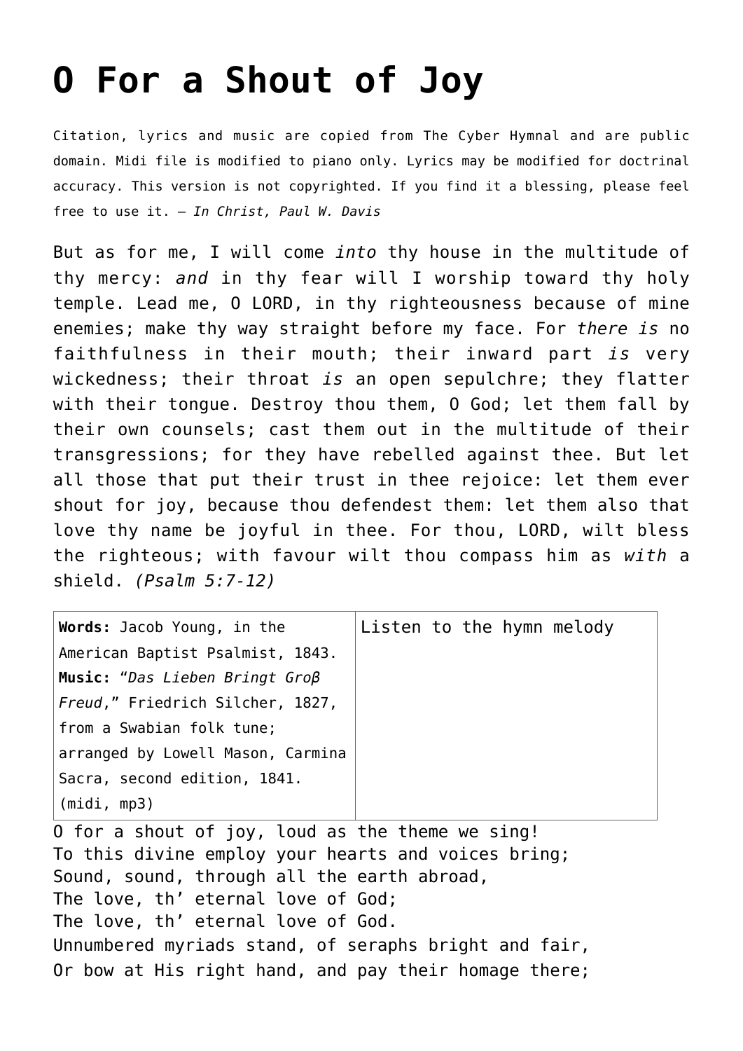# O For a Shout of Joy

Citation, lyrics and music are copied from The Cyber Hymnal and are public domain. Midi file is modified to piano only. Lyrics may be modified for doctrinal accuracy. This version is not copyrighted. If you find it a blessing, please feel free to use it. — *In Christ, Paul W. Davis*

But as for me, I will come *into* thy house in the multitude of thy mercy: *and* in thy fear will I worship toward thy holy temple. Lead me, O LORD, in thy righteousness because of mine enemies; make thy way straight before my face. For *there is* no faithfulness in their mouth; their inward part *is* very wickedness; their throat *is* an open sepulchre; they flatter with their tongue. Destroy thou them, O God; let them fall by their own counsels; cast them out in the multitude of their transgressions; for they have rebelled against thee. But let all those that put their trust in thee rejoice: let them ever shout for joy, because thou defendest them: let them also that love thy name be joyful in thee. For thou, LORD, wilt bless the righteous; with favour wilt thou compass him as *with* a shield. *(Psalm 5:7-12)*

| **Words:** Jacob Young, in the American Baptist Psalmist, 1843. **Music:** "*Das Lieben Bringt Groβ Freud*," Friedrich Silcher, 1827, from a Swabian folk tune; arranged by Lowell Mason, Carmina Sacra, second edition, 1841. (midi, mp3) | Listen to the hymn melody |
|---|---|

O for a shout of joy, loud as the theme we sing!  
To this divine employ your hearts and voices bring;  
Sound, sound, through all the earth abroad,  
The love, th' eternal love of God;  
The love, th' eternal love of God.  
Unnumbered myriads stand, of seraphs bright and fair,  
Or bow at His right hand, and pay their homage there;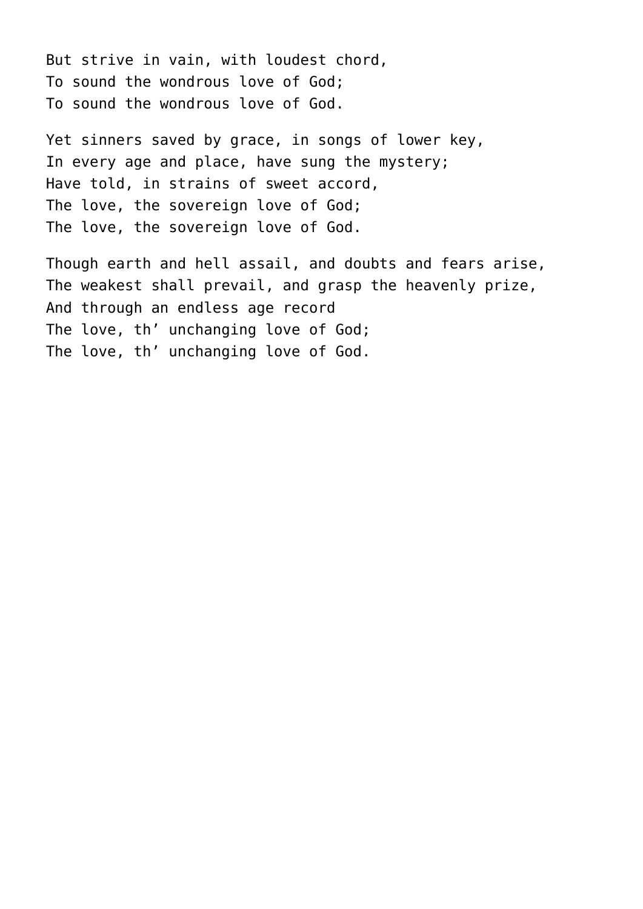But strive in vain, with loudest chord,
To sound the wondrous love of God;
To sound the wondrous love of God.

Yet sinners saved by grace, in songs of lower key,
In every age and place, have sung the mystery;
Have told, in strains of sweet accord,
The love, the sovereign love of God;
The love, the sovereign love of God.

Though earth and hell assail, and doubts and fears arise,
The weakest shall prevail, and grasp the heavenly prize,
And through an endless age record
The love, th' unchanging love of God;
The love, th' unchanging love of God.